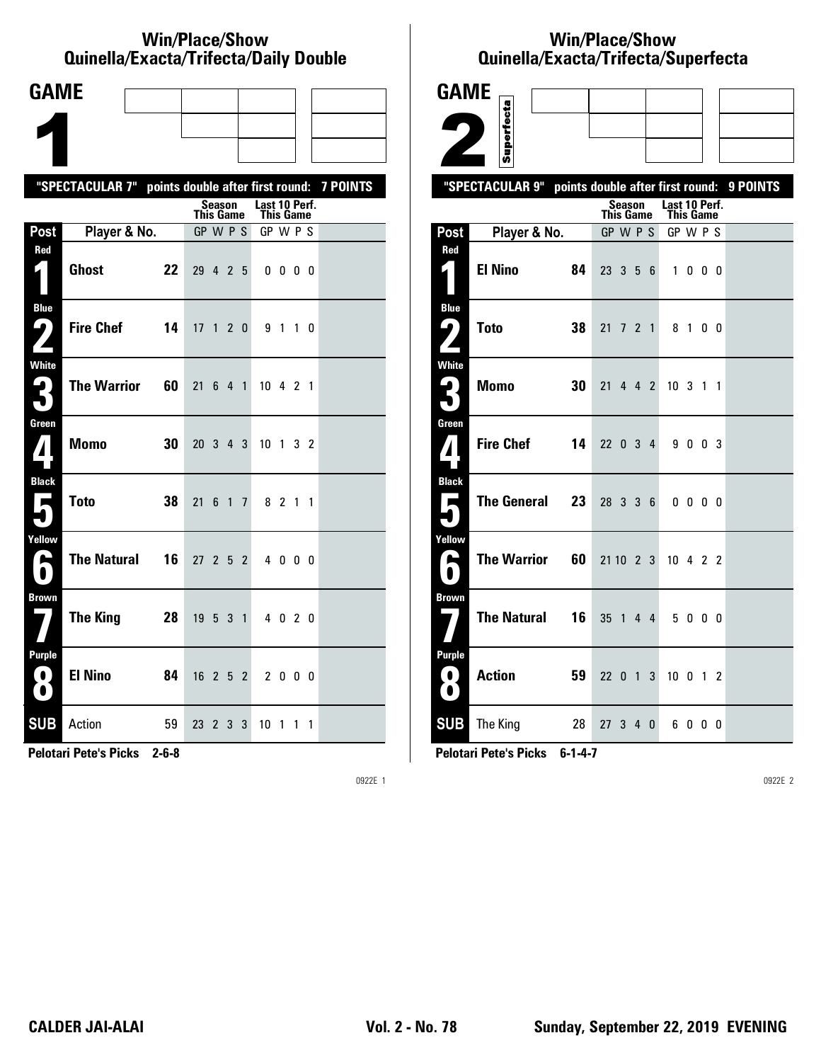## Win/Place/Show
## Quinella/Exacta/Trifecta/Daily Double

# GAME 1

**"SPECTACULAR 7" points double after first round: 7 POINTS**

| Post | Player & No. | | Season This Game GP W P S | Last 10 Perf. This Game GP W P S |
|---|---|---|---|---|
| Red 1 | Ghost | 22 | 29 4 2 5 | 0 0 0 0 |
| Blue 2 | Fire Chef | 14 | 17 1 2 0 | 9 1 1 0 |
| White 3 | The Warrior | 60 | 21 6 4 1 | 10 4 2 1 |
| Green 4 | Momo | 30 | 20 3 4 3 | 10 1 3 2 |
| Black 5 | Toto | 38 | 21 6 1 7 | 8 2 1 1 |
| Yellow 6 | The Natural | 16 | 27 2 5 2 | 4 0 0 0 |
| Brown 7 | The King | 28 | 19 5 3 1 | 4 0 2 0 |
| Purple 8 | El Nino | 84 | 16 2 5 2 | 2 0 0 0 |
| SUB | Action | 59 | 23 2 3 3 | 10 1 1 1 |

**Pelotari Pete's Picks 2-6-8**

0922E 1

## Win/Place/Show
## Quinella/Exacta/Trifecta/Superfecta

# GAME 2 (Superfecta)

**"SPECTACULAR 9" points double after first round: 9 POINTS**

| Post | Player & No. | | Season This Game GP W P S | Last 10 Perf. This Game GP W P S |
|---|---|---|---|---|
| Red 1 | El Nino | 84 | 23 3 5 6 | 1 0 0 0 |
| Blue 2 | Toto | 38 | 21 7 2 1 | 8 1 0 0 |
| White 3 | Momo | 30 | 21 4 4 2 | 10 3 1 1 |
| Green 4 | Fire Chef | 14 | 22 0 3 4 | 9 0 0 3 |
| Black 5 | The General | 23 | 28 3 3 6 | 0 0 0 0 |
| Yellow 6 | The Warrior | 60 | 21 10 2 3 | 10 4 2 2 |
| Brown 7 | The Natural | 16 | 35 1 4 4 | 5 0 0 0 |
| Purple 8 | Action | 59 | 22 0 1 3 | 10 0 1 2 |
| SUB | The King | 28 | 27 3 4 0 | 6 0 0 0 |

**Pelotari Pete's Picks 6-1-4-7**

0922E 2

**CALDER JAI-ALAI** **Vol. 2 - No. 78** **Sunday, September 22, 2019 EVENING**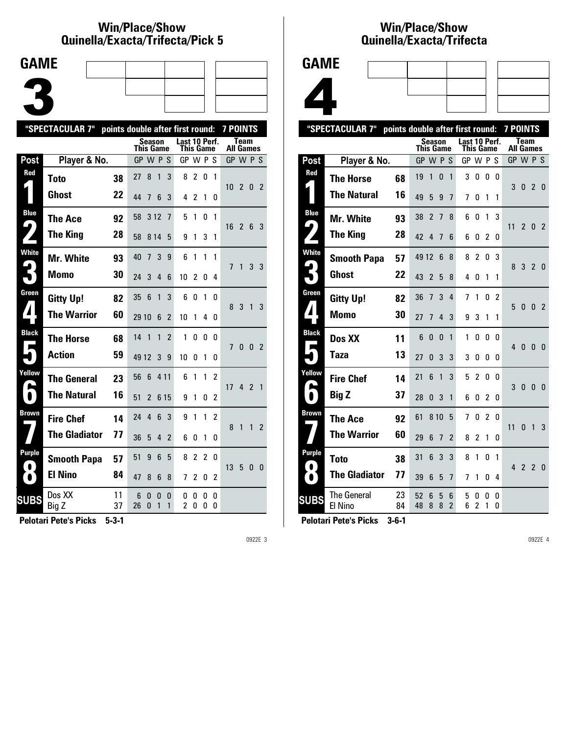## Win/Place/Show Quinella/Exacta/Trifecta/Pick 5

# GAME 3

"SPECTACULAR 7" points double after first round: 7 POINTS

| Post | Player & No. | | Season This Game GP W P S | Last 10 Perf. This Game GP W P S | Team All Games GP W P S |
|---|---|---|---|---|---|
| Red 1 | Toto | 38 | 27 8 1 3 | 8 2 0 1 | 10 2 0 2 |
| | Ghost | 22 | 44 7 6 3 | 4 2 1 0 | |
| Blue 2 | The Ace | 92 | 58 3 12 7 | 5 1 0 1 | 16 2 6 3 |
| | The King | 28 | 58 8 14 5 | 9 1 3 1 | |
| White 3 | Mr. White | 93 | 40 7 3 9 | 6 1 1 1 | 7 1 3 3 |
| | Momo | 30 | 24 3 4 6 | 10 2 0 4 | |
| Green 4 | Gitty Up! | 82 | 35 6 1 3 | 6 0 1 0 | 8 3 1 3 |
| | The Warrior | 60 | 29 10 6 2 | 10 1 4 0 | |
| Black 5 | The Horse | 68 | 14 1 1 2 | 1 0 0 0 | 7 0 0 2 |
| | Action | 59 | 49 12 3 9 | 10 0 1 0 | |
| Yellow 6 | The General | 23 | 56 6 4 11 | 6 1 1 2 | 17 4 2 1 |
| | The Natural | 16 | 51 2 6 15 | 9 1 0 2 | |
| Brown 7 | Fire Chef | 14 | 24 4 6 3 | 9 1 1 2 | 8 1 1 2 |
| | The Gladiator | 77 | 36 5 4 2 | 6 0 1 0 | |
| Purple 8 | Smooth Papa | 57 | 51 9 6 5 | 8 2 2 0 | 13 5 0 0 |
| | El Nino | 84 | 47 8 6 8 | 7 2 0 2 | |
| SUBS | Dos XX | 11 | 6 0 0 0 | 0 0 0 0 | |
| | Big Z | 37 | 26 0 1 1 | 2 0 0 0 | |

**Pelotari Pete's Picks 5-3-1**

## Win/Place/Show Quinella/Exacta/Trifecta

# GAME 4

"SPECTACULAR 7" points double after first round: 7 POINTS

| Post | Player & No. | | Season This Game GP W P S | Last 10 Perf. This Game GP W P S | Team All Games GP W P S |
|---|---|---|---|---|---|
| Red 1 | The Horse | 68 | 19 1 0 1 | 3 0 0 0 | 3 0 2 0 |
| | The Natural | 16 | 49 5 9 7 | 7 0 1 1 | |
| Blue 2 | Mr. White | 93 | 38 2 7 8 | 6 0 1 3 | 11 2 0 2 |
| | The King | 28 | 42 4 7 6 | 6 0 2 0 | |
| White 3 | Smooth Papa | 57 | 49 12 6 8 | 8 2 0 3 | 8 3 2 0 |
| | Ghost | 22 | 43 2 5 8 | 4 0 1 1 | |
| Green 4 | Gitty Up! | 82 | 36 7 3 4 | 7 1 0 2 | 5 0 0 2 |
| | Momo | 30 | 27 7 4 3 | 9 3 1 1 | |
| Black 5 | Dos XX | 11 | 6 0 0 1 | 1 0 0 0 | 4 0 0 0 |
| | Taza | 13 | 27 0 3 3 | 3 0 0 0 | |
| Yellow 6 | Fire Chef | 14 | 21 6 1 3 | 5 2 0 0 | 3 0 0 0 |
| | Big Z | 37 | 28 0 3 1 | 6 0 2 0 | |
| Brown 7 | The Ace | 92 | 61 8 10 5 | 7 0 2 0 | 11 0 1 3 |
| | The Warrior | 60 | 29 6 7 2 | 8 2 1 0 | |
| Purple 8 | Toto | 38 | 31 6 3 3 | 8 1 0 1 | 4 2 2 0 |
| | The Gladiator | 77 | 39 6 5 7 | 7 1 0 4 | |
| SUBS | The General | 23 | 52 6 5 6 | 5 0 0 0 | |
| | El Nino | 84 | 48 8 8 2 | 6 2 1 0 | |

**Pelotari Pete's Picks 3-6-1**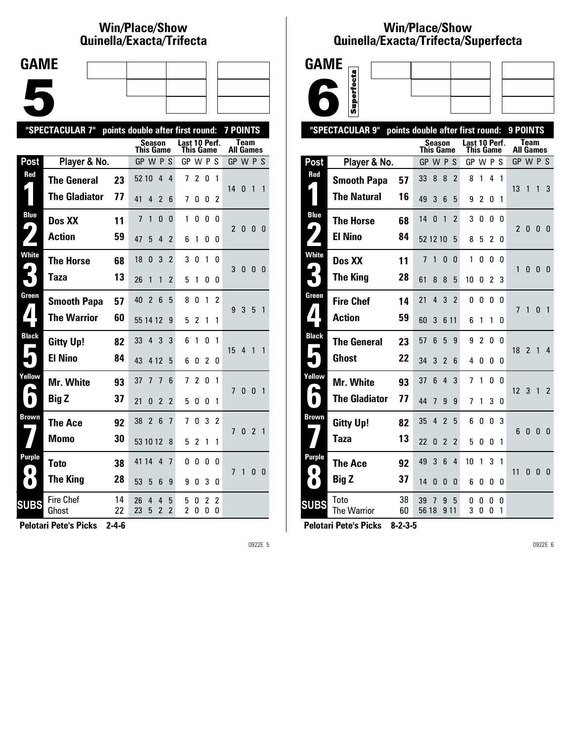## Win/Place/Show Quinella/Exacta/Trifecta

# GAME 5

**"SPECTACULAR 7" points double after first round: 7 POINTS**

| Post | Player & No. | | Season This Game GP W P S | Last 10 Perf. This Game GP W P S | Team All Games GP W P S |
|---|---|---|---|---|---|
| Red 1 | The General | 23 | 52 10 4 4 | 7 2 0 1 | 14 0 1 1 |
| | The Gladiator | 77 | 41 4 2 6 | 7 0 0 2 | |
| Blue 2 | Dos XX | 11 | 7 1 0 0 | 1 0 0 0 | 2 0 0 0 |
| | Action | 59 | 47 5 4 2 | 6 1 0 0 | |
| White 3 | The Horse | 68 | 18 0 3 2 | 3 0 1 0 | 3 0 0 0 |
| | Taza | 13 | 26 1 1 2 | 5 1 0 0 | |
| Green 4 | Smooth Papa | 57 | 40 2 6 5 | 8 0 1 2 | 9 3 5 1 |
| | The Warrior | 60 | 55 14 12 9 | 5 2 1 1 | |
| Black 5 | Gitty Up! | 82 | 33 4 3 3 | 6 1 0 1 | 15 4 1 1 |
| | El Nino | 84 | 43 4 12 5 | 6 0 2 0 | |
| Yellow 6 | Mr. White | 93 | 37 7 7 6 | 7 2 0 1 | 7 0 0 1 |
| | Big Z | 37 | 21 0 2 2 | 5 0 0 1 | |
| Brown 7 | The Ace | 92 | 38 2 6 7 | 7 0 3 2 | 7 0 2 1 |
| | Momo | 30 | 53 10 12 8 | 5 2 1 1 | |
| Purple 8 | Toto | 38 | 41 14 4 7 | 0 0 0 0 | 7 1 0 0 |
| | The King | 28 | 53 5 6 9 | 9 0 3 0 | |
| SUBS | Fire Chef | 14 | 26 4 4 5 | 5 0 2 2 | |
| | Ghost | 22 | 23 5 2 2 | 2 0 0 0 | |

**Pelotari Pete's Picks 2-4-6**

## Win/Place/Show Quinella/Exacta/Trifecta/Superfecta

# GAME 6

Superfecta

**"SPECTACULAR 9" points double after first round: 9 POINTS**

| Post | Player & No. | | Season This Game GP W P S | Last 10 Perf. This Game GP W P S | Team All Games GP W P S |
|---|---|---|---|---|---|
| Red 1 | Smooth Papa | 57 | 33 8 8 2 | 8 1 4 1 | 13 1 1 3 |
| | The Natural | 16 | 49 3 6 5 | 9 2 0 1 | |
| Blue 2 | The Horse | 68 | 14 0 1 2 | 3 0 0 0 | 2 0 0 0 |
| | El Nino | 84 | 52 12 10 5 | 8 5 2 0 | |
| White 3 | Dos XX | 11 | 7 1 0 0 | 1 0 0 0 | 1 0 0 0 |
| | The King | 28 | 61 8 8 5 | 10 0 2 3 | |
| Green 4 | Fire Chef | 14 | 21 4 3 2 | 0 0 0 0 | 7 1 0 1 |
| | Action | 59 | 60 3 6 11 | 6 1 1 0 | |
| Black 5 | The General | 23 | 57 6 5 9 | 9 2 0 0 | 18 2 1 4 |
| | Ghost | 22 | 34 3 2 6 | 4 0 0 0 | |
| Yellow 6 | Mr. White | 93 | 37 6 4 3 | 7 1 0 0 | 12 3 1 2 |
| | The Gladiator | 77 | 44 7 9 9 | 7 1 3 0 | |
| Brown 7 | Gitty Up! | 82 | 35 4 2 5 | 6 0 0 3 | 6 0 0 0 |
| | Taza | 13 | 22 0 2 2 | 5 0 0 1 | |
| Purple 8 | The Ace | 92 | 49 3 6 4 | 10 1 3 1 | 11 0 0 0 |
| | Big Z | 37 | 14 0 0 0 | 6 0 0 0 | |
| SUBS | Toto | 38 | 39 7 9 5 | 0 0 0 0 | |
| | The Warrior | 60 | 56 18 9 11 | 3 0 0 1 | |

**Pelotari Pete's Picks 8-2-3-5**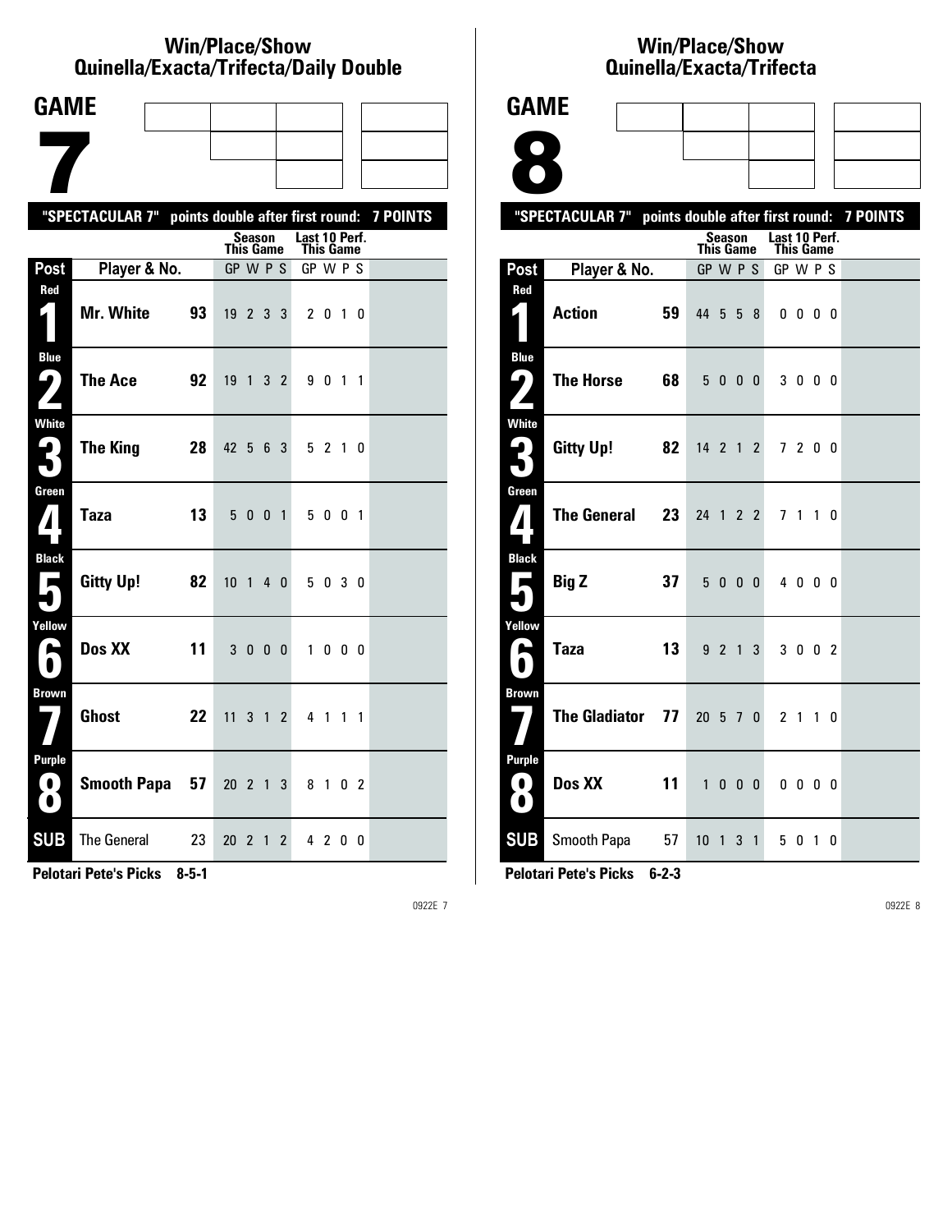# Win/Place/Show
## Quinella/Exacta/Trifecta/Daily Double

# GAME 7

**"SPECTACULAR 7" points double after first round: 7 POINTS**

| Post | Player & No. | | Season This Game GP W P S | Last 10 Perf. This Game GP W P S |
|---|---|---|---|---|
| Red 1 | Mr. White | 93 | 19 2 3 3 | 2 0 1 0 |
| Blue 2 | The Ace | 92 | 19 1 3 2 | 9 0 1 1 |
| White 3 | The King | 28 | 42 5 6 3 | 5 2 1 0 |
| Green 4 | Taza | 13 | 5 0 0 1 | 5 0 0 1 |
| Black 5 | Gitty Up! | 82 | 10 1 4 0 | 5 0 3 0 |
| Yellow 6 | Dos XX | 11 | 3 0 0 0 | 1 0 0 0 |
| Brown 7 | Ghost | 22 | 11 3 1 2 | 4 1 1 1 |
| Purple 8 | Smooth Papa | 57 | 20 2 1 3 | 8 1 0 2 |
| SUB | The General | 23 | 20 2 1 2 | 4 2 0 0 |

**Pelotari Pete's Picks 8-5-1**

# Win/Place/Show
## Quinella/Exacta/Trifecta

# GAME 8

**"SPECTACULAR 7" points double after first round: 7 POINTS**

| Post | Player & No. | | Season This Game GP W P S | Last 10 Perf. This Game GP W P S |
|---|---|---|---|---|
| Red 1 | Action | 59 | 44 5 5 8 | 0 0 0 0 |
| Blue 2 | The Horse | 68 | 5 0 0 0 | 3 0 0 0 |
| White 3 | Gitty Up! | 82 | 14 2 1 2 | 7 2 0 0 |
| Green 4 | The General | 23 | 24 1 2 2 | 7 1 1 0 |
| Black 5 | Big Z | 37 | 5 0 0 0 | 4 0 0 0 |
| Yellow 6 | Taza | 13 | 9 2 1 3 | 3 0 0 2 |
| Brown 7 | The Gladiator | 77 | 20 5 7 0 | 2 1 1 0 |
| Purple 8 | Dos XX | 11 | 1 0 0 0 | 0 0 0 0 |
| SUB | Smooth Papa | 57 | 10 1 3 1 | 5 0 1 0 |

**Pelotari Pete's Picks 6-2-3**